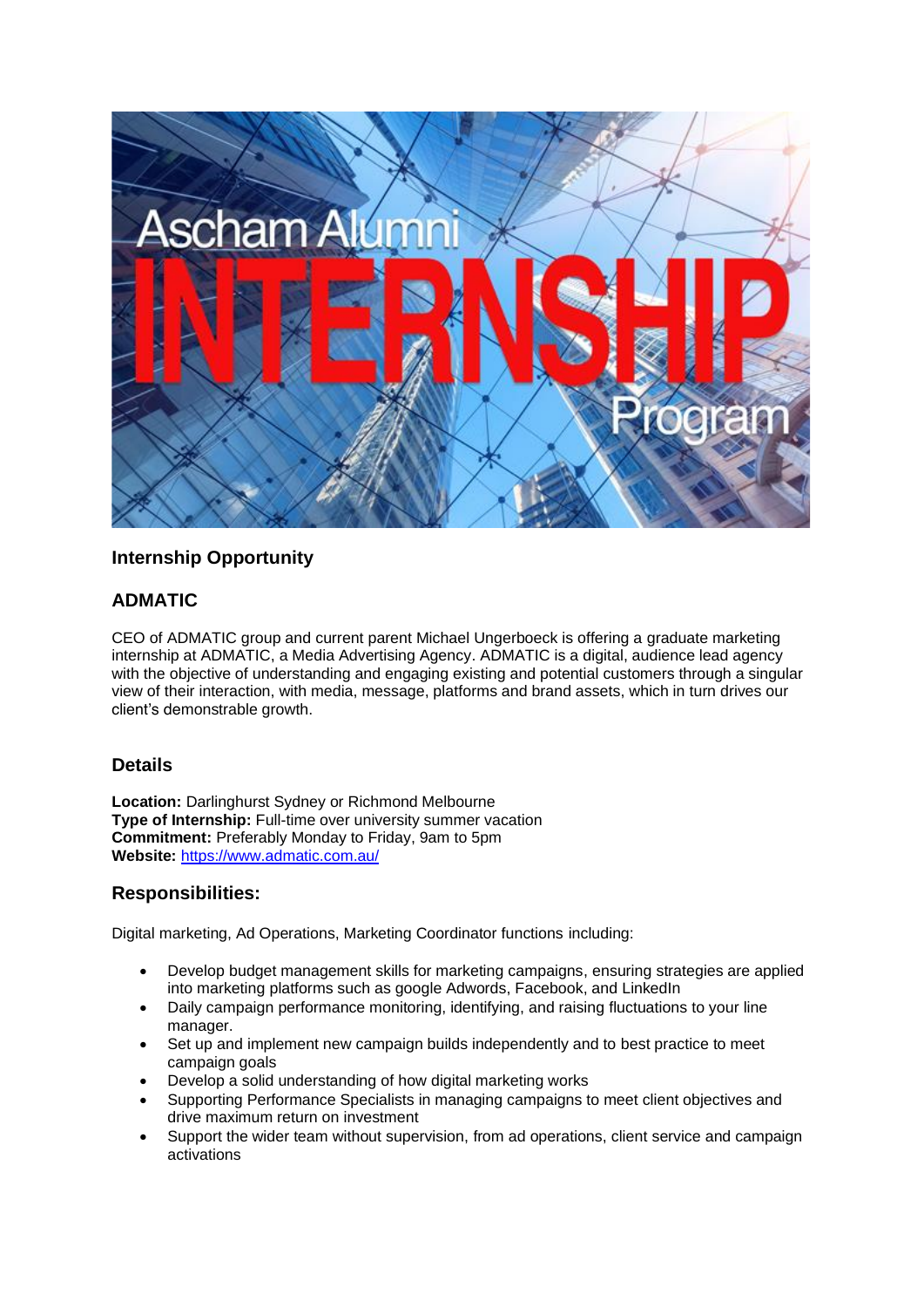## Internship Opportunity

## ADMATIC

CEO of ADMATIC group and current parent Michael Ungerboeck is offering a graduate marketing internship at ADMATIC, a Media Advertising Agency. ADMATIC is a digital, audience lead agency with the objective of understanding and engaging existing and potential customers through a singular view of their interaction, with media, message, platforms and brand assets, which in turn drives our client's demonstrable growth.

### Details

**Location:** Darlinghurst Sydney or Richmond Melbourne
**Type of Internship:** Full-time over university summer vacation
**Commitment:** Preferably Monday to Friday, 9am to 5pm
**Website:** [https://www.admatic.com.au/](https://www.admatic.com.au/)

### Responsibilities:

Digital marketing, Ad Operations, Marketing Coordinator functions including:

- Develop budget management skills for marketing campaigns, ensuring strategies are applied into marketing platforms such as google Adwords, Facebook, and LinkedIn
- Daily campaign performance monitoring, identifying, and raising fluctuations to your line manager.
- Set up and implement new campaign builds independently and to best practice to meet campaign goals
- Develop a solid understanding of how digital marketing works
- Supporting Performance Specialists in managing campaigns to meet client objectives and drive maximum return on investment
- Support the wider team without supervision, from ad operations, client service and campaign activations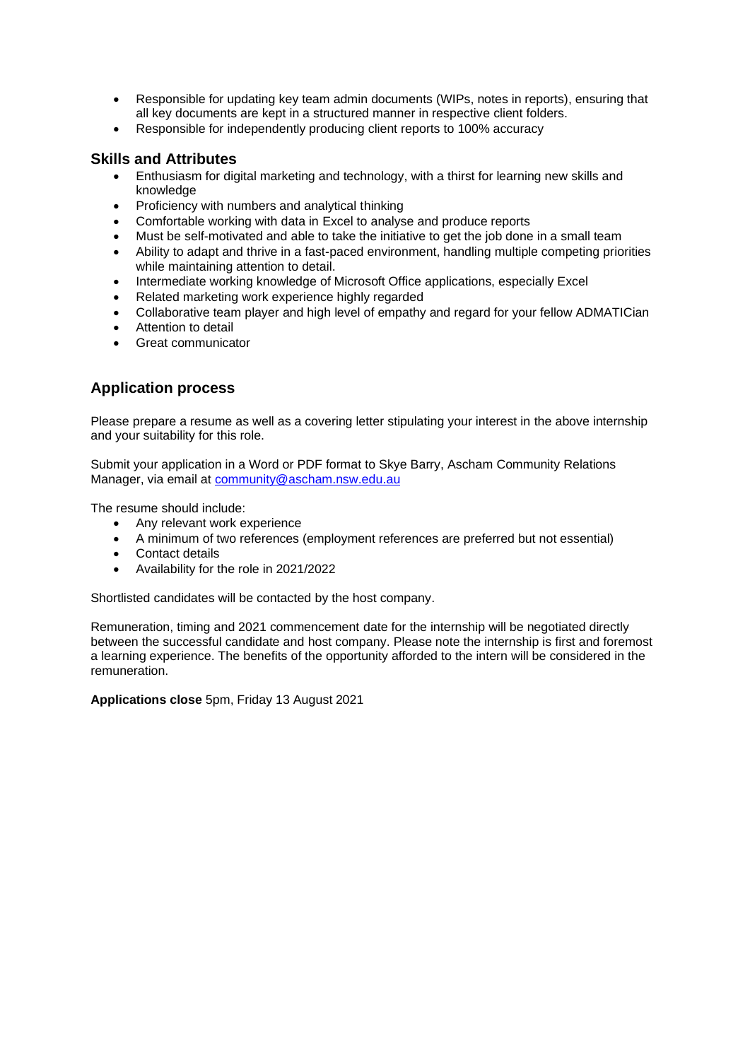- Responsible for updating key team admin documents (WIPs, notes in reports), ensuring that all key documents are kept in a structured manner in respective client folders.
- Responsible for independently producing client reports to 100% accuracy

## Skills and Attributes

- Enthusiasm for digital marketing and technology, with a thirst for learning new skills and knowledge
- Proficiency with numbers and analytical thinking
- Comfortable working with data in Excel to analyse and produce reports
- Must be self-motivated and able to take the initiative to get the job done in a small team
- Ability to adapt and thrive in a fast-paced environment, handling multiple competing priorities while maintaining attention to detail.
- Intermediate working knowledge of Microsoft Office applications, especially Excel
- Related marketing work experience highly regarded
- Collaborative team player and high level of empathy and regard for your fellow ADMATICian
- Attention to detail
- Great communicator

## Application process

Please prepare a resume as well as a covering letter stipulating your interest in the above internship and your suitability for this role.

Submit your application in a Word or PDF format to Skye Barry, Ascham Community Relations Manager, via email at community@ascham.nsw.edu.au

The resume should include:

- Any relevant work experience
- A minimum of two references (employment references are preferred but not essential)
- Contact details
- Availability for the role in 2021/2022

Shortlisted candidates will be contacted by the host company.

Remuneration, timing and 2021 commencement date for the internship will be negotiated directly between the successful candidate and host company. Please note the internship is first and foremost a learning experience. The benefits of the opportunity afforded to the intern will be considered in the remuneration.

**Applications close** 5pm, Friday 13 August 2021